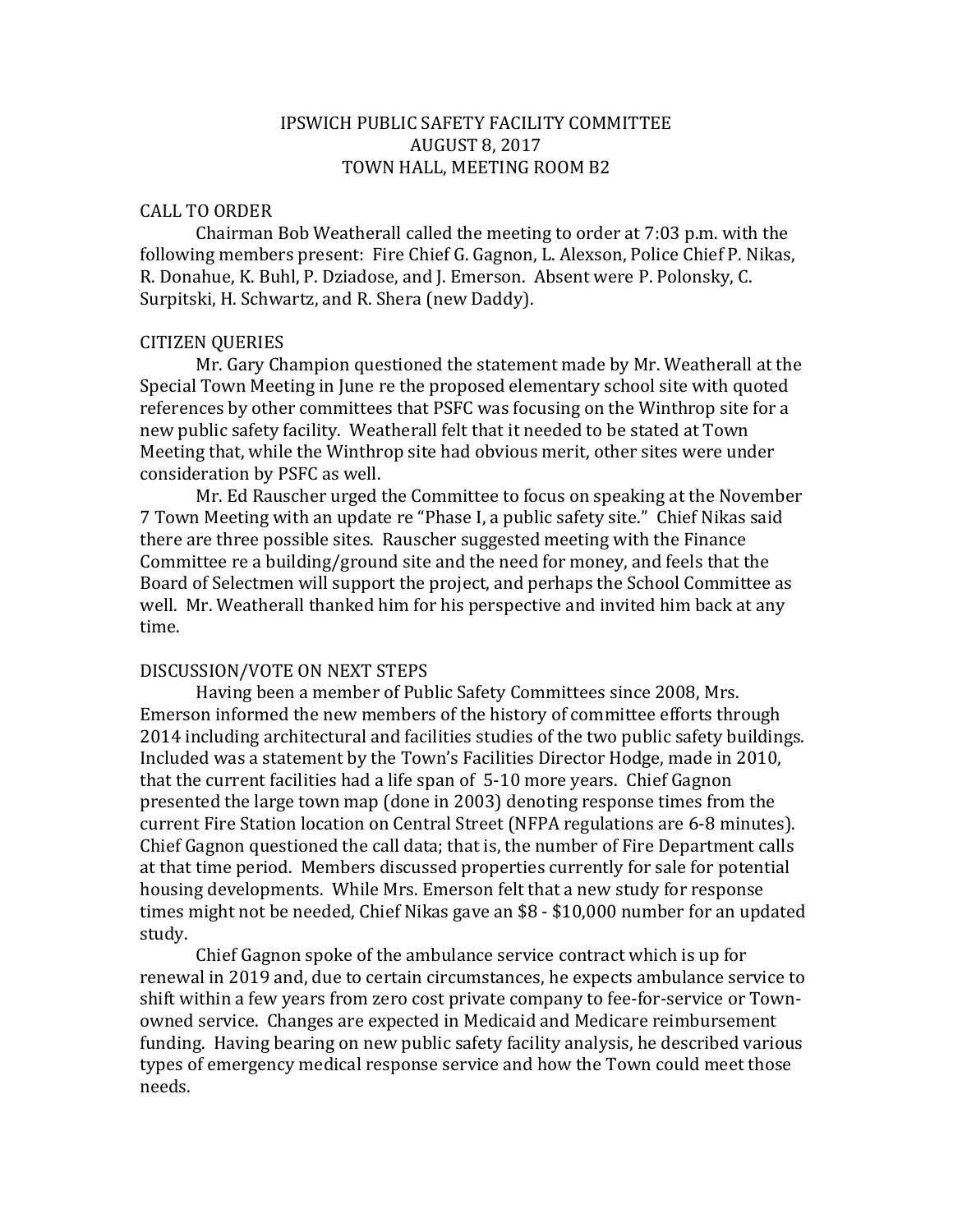# IPSWICH PUBLIC SAFETY FACILITY COMMITTEE
## AUGUST 8, 2017
## TOWN HALL, MEETING ROOM B2

### CALL TO ORDER

Chairman Bob Weatherall called the meeting to order at 7:03 p.m. with the following members present: Fire Chief G. Gagnon, L. Alexson, Police Chief P. Nikas, R. Donahue, K. Buhl, P. Dziadose, and J. Emerson. Absent were P. Polonsky, C. Surpitski, H. Schwartz, and R. Shera (new Daddy).

### CITIZEN QUERIES

Mr. Gary Champion questioned the statement made by Mr. Weatherall at the Special Town Meeting in June re the proposed elementary school site with quoted references by other committees that PSFC was focusing on the Winthrop site for a new public safety facility. Weatherall felt that it needed to be stated at Town Meeting that, while the Winthrop site had obvious merit, other sites were under consideration by PSFC as well.

Mr. Ed Rauscher urged the Committee to focus on speaking at the November 7 Town Meeting with an update re "Phase I, a public safety site." Chief Nikas said there are three possible sites. Rauscher suggested meeting with the Finance Committee re a building/ground site and the need for money, and feels that the Board of Selectmen will support the project, and perhaps the School Committee as well. Mr. Weatherall thanked him for his perspective and invited him back at any time.

### DISCUSSION/VOTE ON NEXT STEPS

Having been a member of Public Safety Committees since 2008, Mrs. Emerson informed the new members of the history of committee efforts through 2014 including architectural and facilities studies of the two public safety buildings. Included was a statement by the Town's Facilities Director Hodge, made in 2010, that the current facilities had a life span of 5-10 more years. Chief Gagnon presented the large town map (done in 2003) denoting response times from the current Fire Station location on Central Street (NFPA regulations are 6-8 minutes). Chief Gagnon questioned the call data; that is, the number of Fire Department calls at that time period. Members discussed properties currently for sale for potential housing developments. While Mrs. Emerson felt that a new study for response times might not be needed, Chief Nikas gave an $8 - $10,000 number for an updated study.

Chief Gagnon spoke of the ambulance service contract which is up for renewal in 2019 and, due to certain circumstances, he expects ambulance service to shift within a few years from zero cost private company to fee-for-service or Town-owned service. Changes are expected in Medicaid and Medicare reimbursement funding. Having bearing on new public safety facility analysis, he described various types of emergency medical response service and how the Town could meet those needs.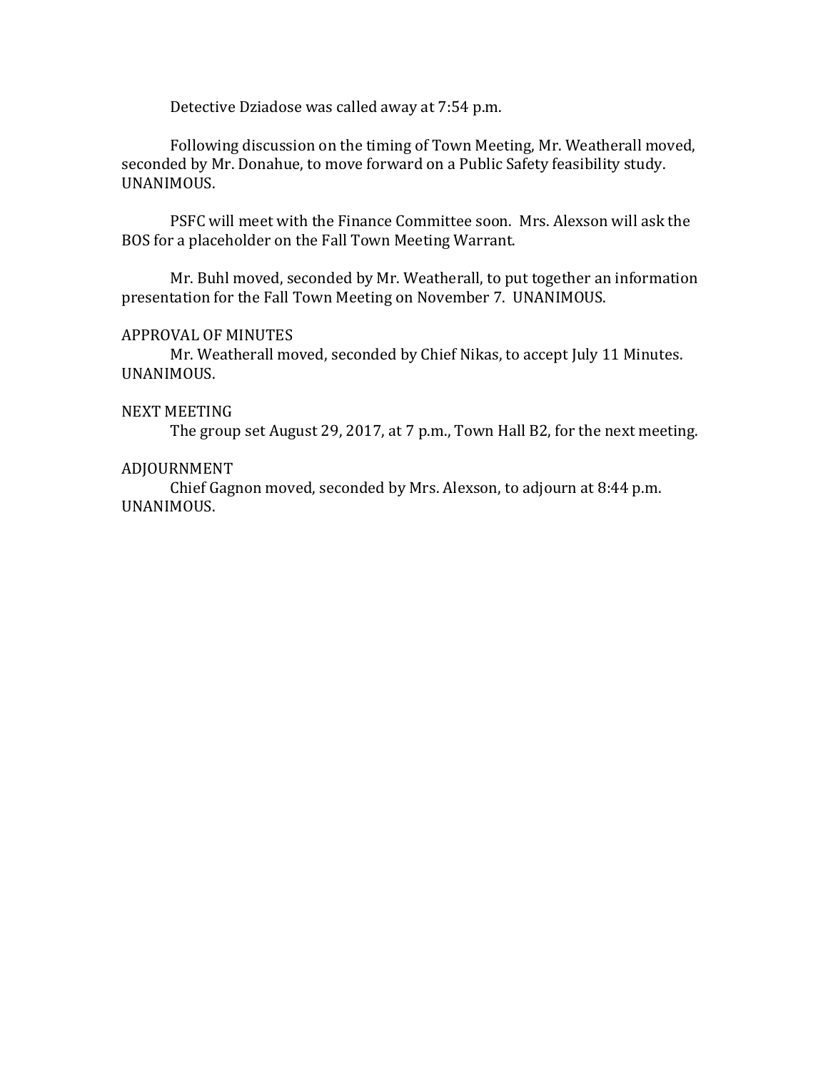Detective Dziadose was called away at 7:54 p.m.

Following discussion on the timing of Town Meeting, Mr. Weatherall moved, seconded by Mr. Donahue, to move forward on a Public Safety feasibility study. UNANIMOUS.

PSFC will meet with the Finance Committee soon. Mrs. Alexson will ask the BOS for a placeholder on the Fall Town Meeting Warrant.

Mr. Buhl moved, seconded by Mr. Weatherall, to put together an information presentation for the Fall Town Meeting on November 7. UNANIMOUS.

APPROVAL OF MINUTES

Mr. Weatherall moved, seconded by Chief Nikas, to accept July 11 Minutes. UNANIMOUS.

NEXT MEETING

The group set August 29, 2017, at 7 p.m., Town Hall B2, for the next meeting.

ADJOURNMENT

Chief Gagnon moved, seconded by Mrs. Alexson, to adjourn at 8:44 p.m. UNANIMOUS.